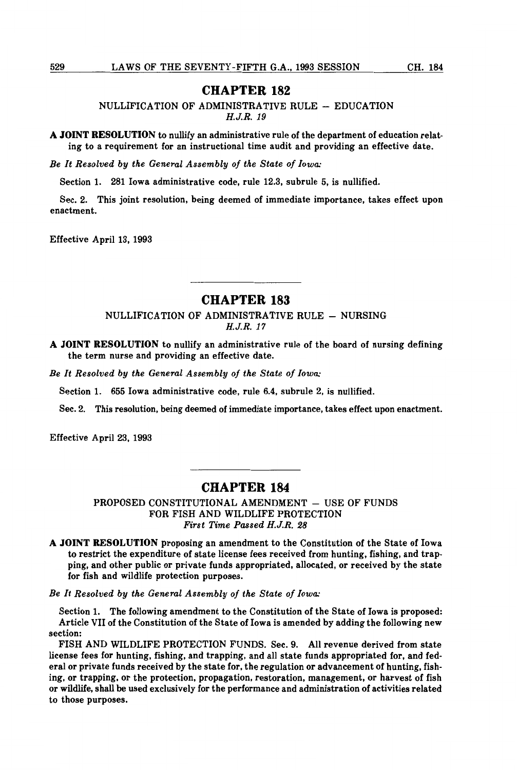## CHAPTER 182

NULLIFICATION OF ADMINISTRATIVE RULE – EDUCATION
*H.J.R. 19*

**A JOINT RESOLUTION** to nullify an administrative rule of the department of education relating to a requirement for an instructional time audit and providing an effective date.

*Be It Resolved by the General Assembly of the State of Iowa:*

Section 1. 281 Iowa administrative code, rule 12.3, subrule 5, is nullified.

Sec. 2. This joint resolution, being deemed of immediate importance, takes effect upon enactment.

Effective April 13, 1993

## CHAPTER 183

NULLIFICATION OF ADMINISTRATIVE RULE – NURSING
*H.J.R. 17*

**A JOINT RESOLUTION** to nullify an administrative rule of the board of nursing defining the term nurse and providing an effective date.

*Be It Resolved by the General Assembly of the State of Iowa:*

Section 1. 655 Iowa administrative code, rule 6.4, subrule 2, is nullified.

Sec. 2. This resolution, being deemed of immediate importance, takes effect upon enactment.

Effective April 23, 1993

## CHAPTER 184

PROPOSED CONSTITUTIONAL AMENDMENT – USE OF FUNDS FOR FISH AND WILDLIFE PROTECTION
*First Time Passed H.J.R. 28*

**A JOINT RESOLUTION** proposing an amendment to the Constitution of the State of Iowa to restrict the expenditure of state license fees received from hunting, fishing, and trapping, and other public or private funds appropriated, allocated, or received by the state for fish and wildlife protection purposes.

*Be It Resolved by the General Assembly of the State of Iowa:*

Section 1. The following amendment to the Constitution of the State of Iowa is proposed:
Article VII of the Constitution of the State of Iowa is amended by adding the following new section:

FISH AND WILDLIFE PROTECTION FUNDS. Sec. 9. All revenue derived from state license fees for hunting, fishing, and trapping, and all state funds appropriated for, and federal or private funds received by the state for, the regulation or advancement of hunting, fishing, or trapping, or the protection, propagation, restoration, management, or harvest of fish or wildlife, shall be used exclusively for the performance and administration of activities related to those purposes.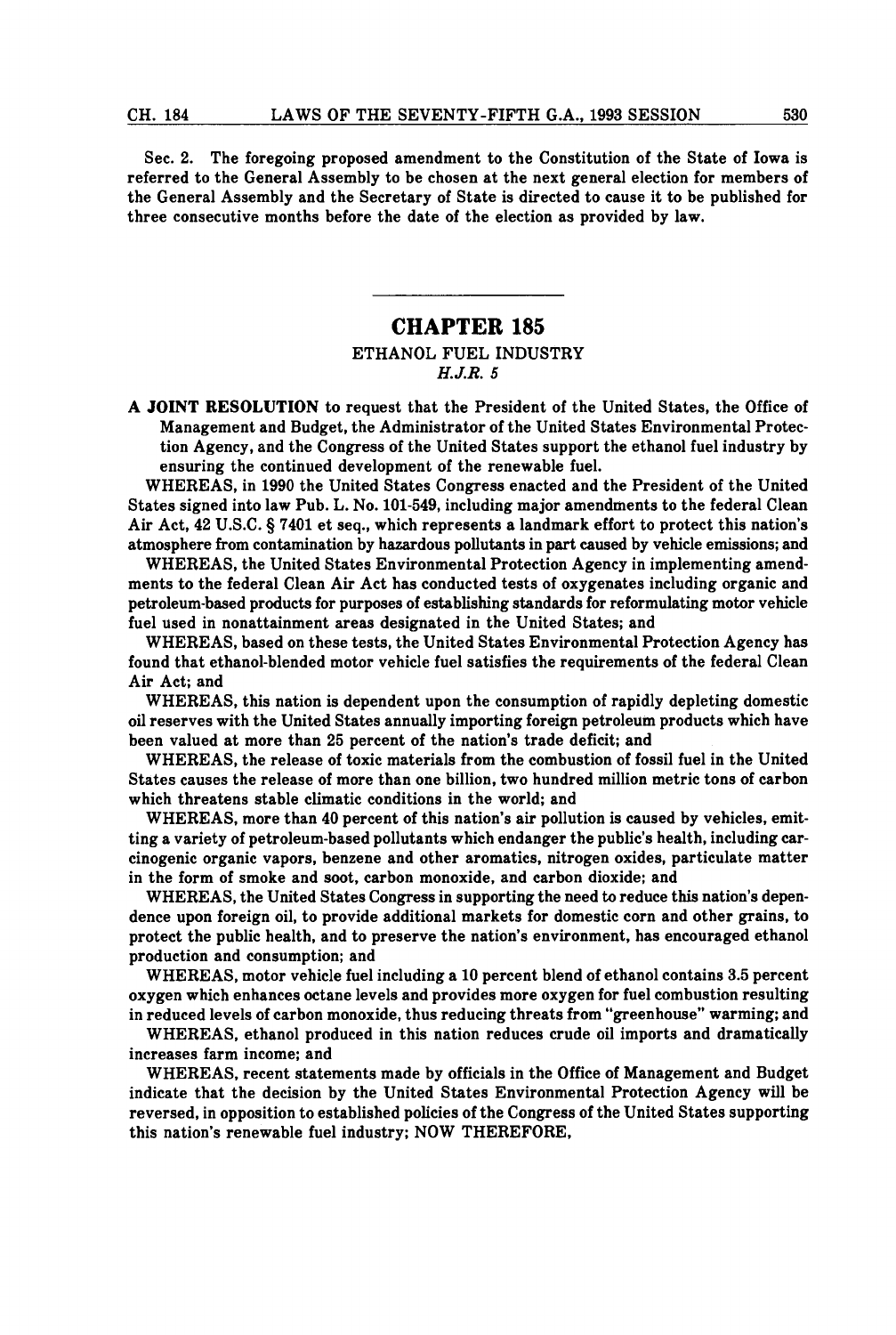Sec. 2. The foregoing proposed amendment to the Constitution of the State of Iowa is referred to the General Assembly to be chosen at the next general election for members of the General Assembly and the Secretary of State is directed to cause it to be published for three consecutive months before the date of the election as provided by law.

---

# CHAPTER 185

## ETHANOL FUEL INDUSTRY

*H.J.R. 5*

**A JOINT RESOLUTION** to request that the President of the United States, the Office of Management and Budget, the Administrator of the United States Environmental Protection Agency, and the Congress of the United States support the ethanol fuel industry by ensuring the continued development of the renewable fuel.

WHEREAS, in 1990 the United States Congress enacted and the President of the United States signed into law Pub. L. No. 101-549, including major amendments to the federal Clean Air Act, 42 U.S.C. § 7401 et seq., which represents a landmark effort to protect this nation's atmosphere from contamination by hazardous pollutants in part caused by vehicle emissions; and

WHEREAS, the United States Environmental Protection Agency in implementing amendments to the federal Clean Air Act has conducted tests of oxygenates including organic and petroleum-based products for purposes of establishing standards for reformulating motor vehicle fuel used in nonattainment areas designated in the United States; and

WHEREAS, based on these tests, the United States Environmental Protection Agency has found that ethanol-blended motor vehicle fuel satisfies the requirements of the federal Clean Air Act; and

WHEREAS, this nation is dependent upon the consumption of rapidly depleting domestic oil reserves with the United States annually importing foreign petroleum products which have been valued at more than 25 percent of the nation's trade deficit; and

WHEREAS, the release of toxic materials from the combustion of fossil fuel in the United States causes the release of more than one billion, two hundred million metric tons of carbon which threatens stable climatic conditions in the world; and

WHEREAS, more than 40 percent of this nation's air pollution is caused by vehicles, emitting a variety of petroleum-based pollutants which endanger the public's health, including carcinogenic organic vapors, benzene and other aromatics, nitrogen oxides, particulate matter in the form of smoke and soot, carbon monoxide, and carbon dioxide; and

WHEREAS, the United States Congress in supporting the need to reduce this nation's dependence upon foreign oil, to provide additional markets for domestic corn and other grains, to protect the public health, and to preserve the nation's environment, has encouraged ethanol production and consumption; and

WHEREAS, motor vehicle fuel including a 10 percent blend of ethanol contains 3.5 percent oxygen which enhances octane levels and provides more oxygen for fuel combustion resulting in reduced levels of carbon monoxide, thus reducing threats from "greenhouse" warming; and

WHEREAS, ethanol produced in this nation reduces crude oil imports and dramatically increases farm income; and

WHEREAS, recent statements made by officials in the Office of Management and Budget indicate that the decision by the United States Environmental Protection Agency will be reversed, in opposition to established policies of the Congress of the United States supporting this nation's renewable fuel industry; NOW THEREFORE,